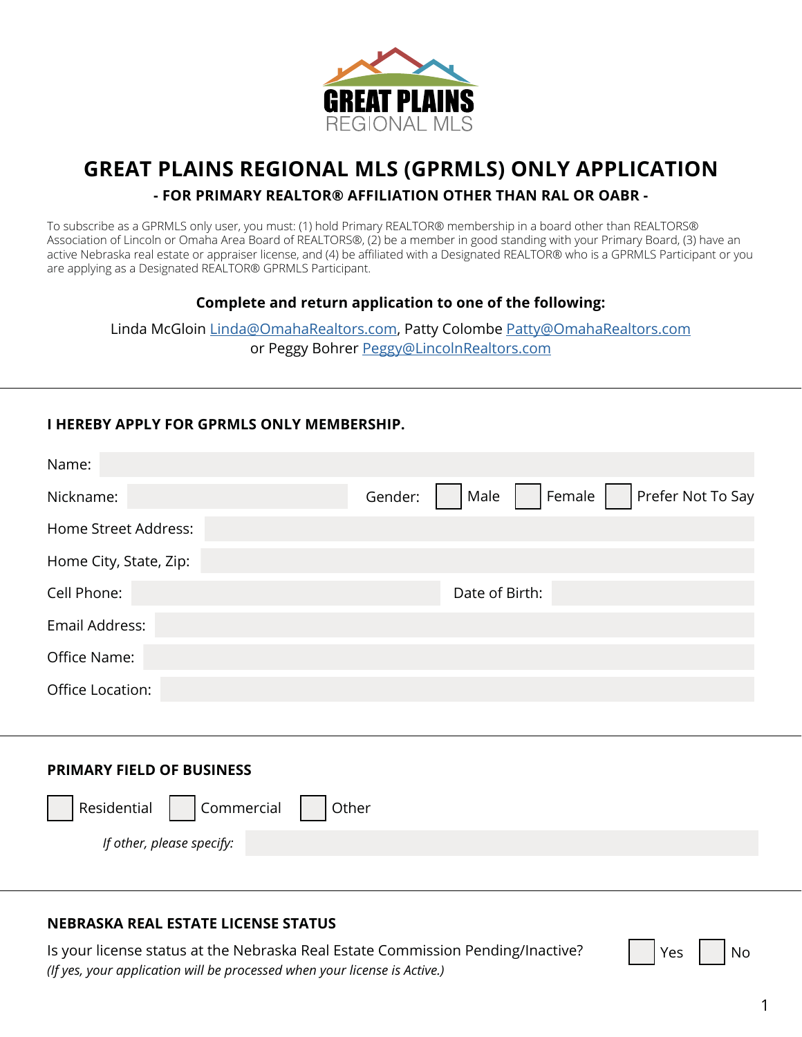# GREAT PLAINS REGIONAL MLS (GPRMLS) ONLY APPLICATION

**- FOR PRIMARY REALTOR® AFFILIATION OTHER THAN RAL OR OABR -**

To subscribe as a GPRMLS only user, you must: (1) hold Primary REALTOR® membership in a board other than REALTORS® Association of Lincoln or Omaha Area Board of REALTORS®, (2) be a member in good standing with your Primary Board, (3) have an active Nebraska real estate or appraiser license, and (4) be affiliated with a Designated REALTOR® who is a GPRMLS Participant or you are applying as a Designated REALTOR® GPRMLS Participant.

**Complete and return application to one of the following:**

Linda McGloin Linda@OmahaRealtors.com, Patty Colombe Patty@OmahaRealtors.com or Peggy Bohrer Peggy@LincolnRealtors.com

---

**I HEREBY APPLY FOR GPRMLS ONLY MEMBERSHIP.**

Name:

Nickname: Gender: ☐ Male ☐ Female ☐ Prefer Not To Say

Home Street Address:

Home City, State, Zip:

Cell Phone: Date of Birth:

Email Address:

Office Name:

Office Location:

---

**PRIMARY FIELD OF BUSINESS**

☐ Residential ☐ Commercial ☐ Other

*If other, please specify:*

---

**NEBRASKA REAL ESTATE LICENSE STATUS**

Is your license status at the Nebraska Real Estate Commission Pending/Inactive? ☐ Yes ☐ No

*(If yes, your application will be processed when your license is Active.)*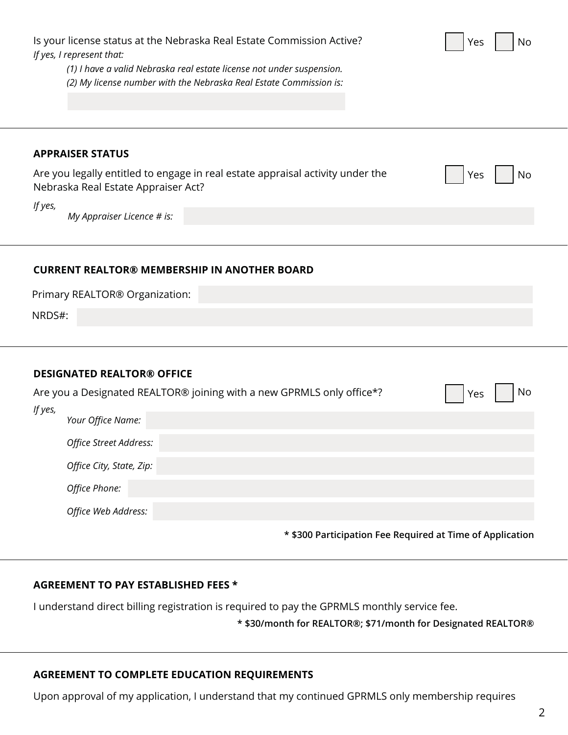Is your license status at the Nebraska Real Estate Commission Active? ☐ Yes ☐ No

*If yes, I represent that:*

*(1) I have a valid Nebraska real estate license not under suspension.*

*(2) My license number with the Nebraska Real Estate Commission is:*

---

**APPRAISER STATUS**

Are you legally entitled to engage in real estate appraisal activity under the Nebraska Real Estate Appraiser Act? ☐ Yes ☐ No

*If yes,*

*My Appraiser Licence # is:*

---

**CURRENT REALTOR® MEMBERSHIP IN ANOTHER BOARD**

Primary REALTOR® Organization:

NRDS#:

---

**DESIGNATED REALTOR® OFFICE**

Are you a Designated REALTOR® joining with a new GPRMLS only office*? ☐ Yes ☐ No

*If yes,*

*Your Office Name:*

*Office Street Address:*

*Office City, State, Zip:*

*Office Phone:*

*Office Web Address:*

**\* $300 Participation Fee Required at Time of Application**

---

**AGREEMENT TO PAY ESTABLISHED FEES \***

I understand direct billing registration is required to pay the GPRMLS monthly service fee.

**\* $30/month for REALTOR®; $71/month for Designated REALTOR®**

---

**AGREEMENT TO COMPLETE EDUCATION REQUIREMENTS**

Upon approval of my application, I understand that my continued GPRMLS only membership requires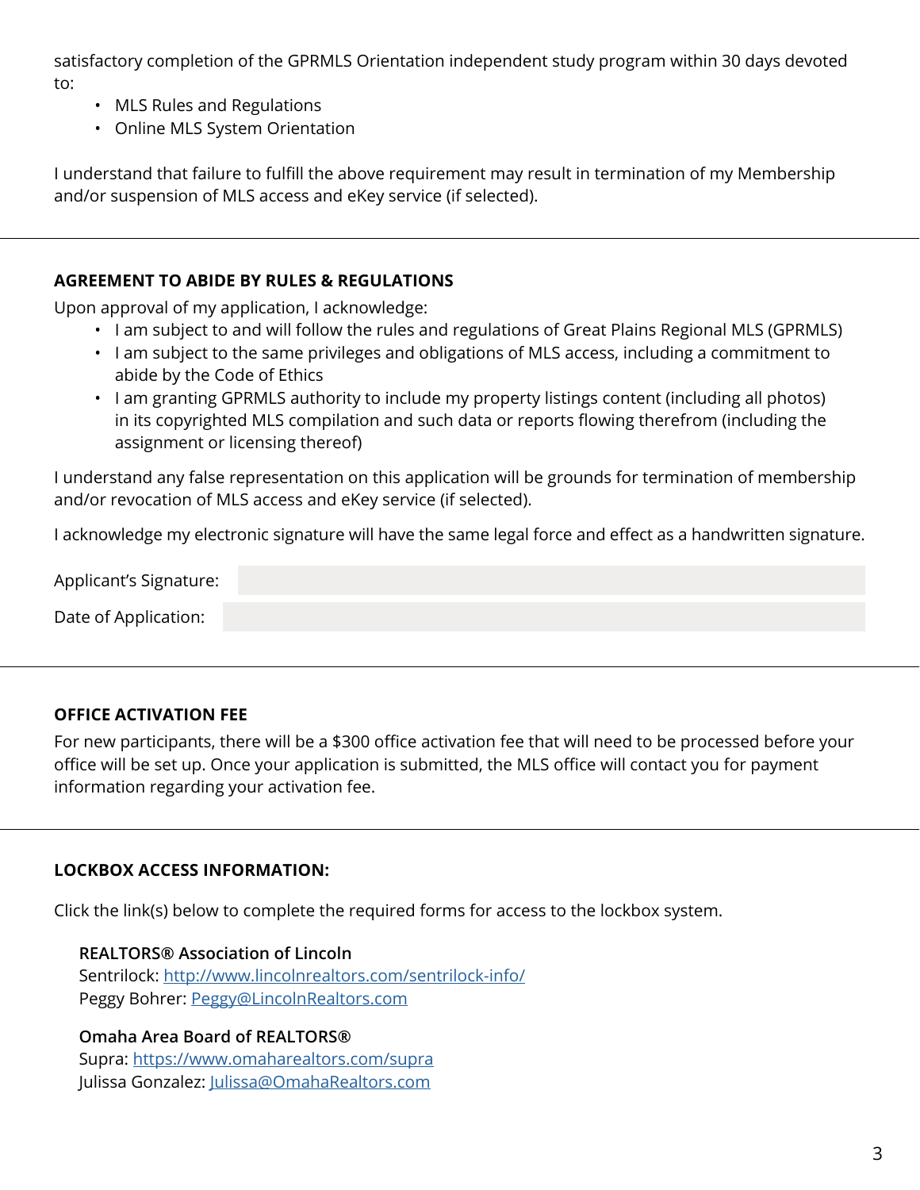satisfactory completion of the GPRMLS Orientation independent study program within 30 days devoted to:

- MLS Rules and Regulations
- Online MLS System Orientation

I understand that failure to fulfill the above requirement may result in termination of my Membership and/or suspension of MLS access and eKey service (if selected).

---

**AGREEMENT TO ABIDE BY RULES & REGULATIONS**

Upon approval of my application, I acknowledge:

- I am subject to and will follow the rules and regulations of Great Plains Regional MLS (GPRMLS)
- I am subject to the same privileges and obligations of MLS access, including a commitment to abide by the Code of Ethics
- I am granting GPRMLS authority to include my property listings content (including all photos) in its copyrighted MLS compilation and such data or reports flowing therefrom (including the assignment or licensing thereof)

I understand any false representation on this application will be grounds for termination of membership and/or revocation of MLS access and eKey service (if selected).

I acknowledge my electronic signature will have the same legal force and effect as a handwritten signature.

Applicant's Signature:

Date of Application:

---

**OFFICE ACTIVATION FEE**

For new participants, there will be a $300 office activation fee that will need to be processed before your office will be set up. Once your application is submitted, the MLS office will contact you for payment information regarding your activation fee.

---

**LOCKBOX ACCESS INFORMATION:**

Click the link(s) below to complete the required forms for access to the lockbox system.

**REALTORS® Association of Lincoln**
Sentrilock: http://www.lincolnrealtors.com/sentrilock-info/
Peggy Bohrer: Peggy@LincolnRealtors.com

**Omaha Area Board of REALTORS®**
Supra: https://www.omaharealtors.com/supra
Julissa Gonzalez: Julissa@OmahaRealtors.com